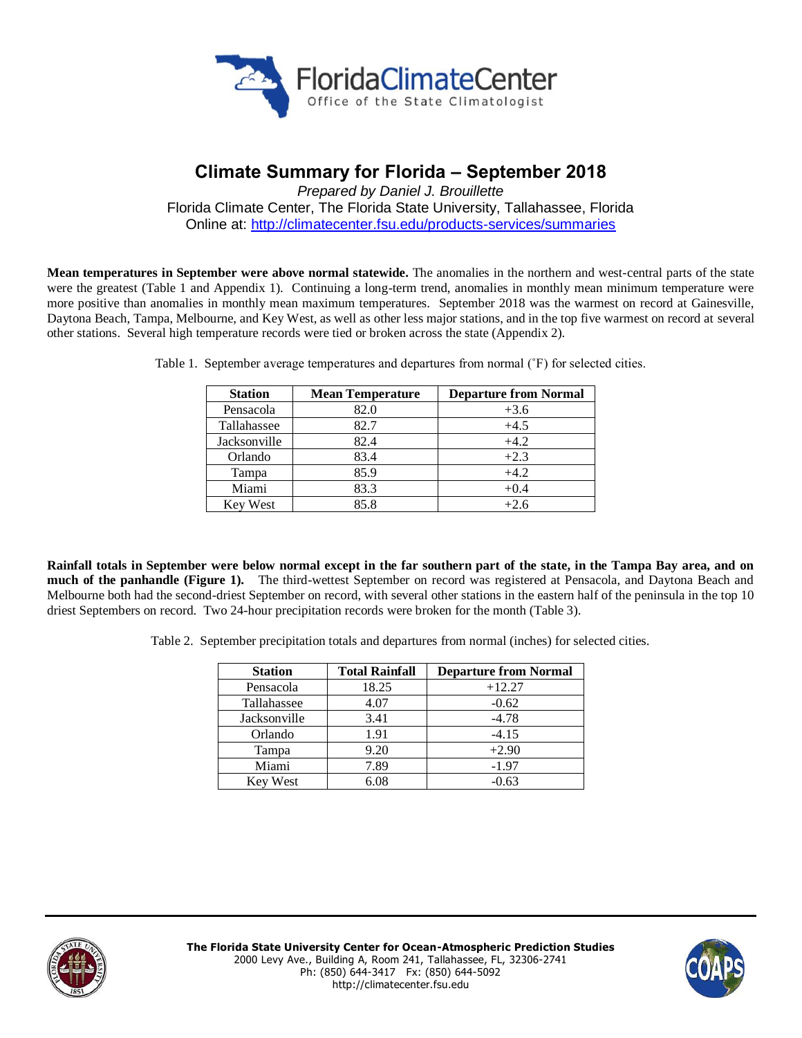# Climate Summary for Florida – September 2018

*Prepared by Daniel J. Brouillette*

Florida Climate Center, The Florida State University, Tallahassee, Florida

Online at: http://climatecenter.fsu.edu/products-services/summaries

**Mean temperatures in September were above normal statewide.** The anomalies in the northern and west-central parts of the state were the greatest (Table 1 and Appendix 1). Continuing a long-term trend, anomalies in monthly mean minimum temperature were more positive than anomalies in monthly mean maximum temperatures. September 2018 was the warmest on record at Gainesville, Daytona Beach, Tampa, Melbourne, and Key West, as well as other less major stations, and in the top five warmest on record at several other stations. Several high temperature records were tied or broken across the state (Appendix 2).

Table 1. September average temperatures and departures from normal (˚F) for selected cities.

| Station | Mean Temperature | Departure from Normal |
|---|---|---|
| Pensacola | 82.0 | +3.6 |
| Tallahassee | 82.7 | +4.5 |
| Jacksonville | 82.4 | +4.2 |
| Orlando | 83.4 | +2.3 |
| Tampa | 85.9 | +4.2 |
| Miami | 83.3 | +0.4 |
| Key West | 85.8 | +2.6 |

**Rainfall totals in September were below normal except in the far southern part of the state, in the Tampa Bay area, and on much of the panhandle (Figure 1).** The third-wettest September on record was registered at Pensacola, and Daytona Beach and Melbourne both had the second-driest September on record, with several other stations in the eastern half of the peninsula in the top 10 driest Septembers on record. Two 24-hour precipitation records were broken for the month (Table 3).

Table 2. September precipitation totals and departures from normal (inches) for selected cities.

| Station | Total Rainfall | Departure from Normal |
|---|---|---|
| Pensacola | 18.25 | +12.27 |
| Tallahassee | 4.07 | -0.62 |
| Jacksonville | 3.41 | -4.78 |
| Orlando | 1.91 | -4.15 |
| Tampa | 9.20 | +2.90 |
| Miami | 7.89 | -1.97 |
| Key West | 6.08 | -0.63 |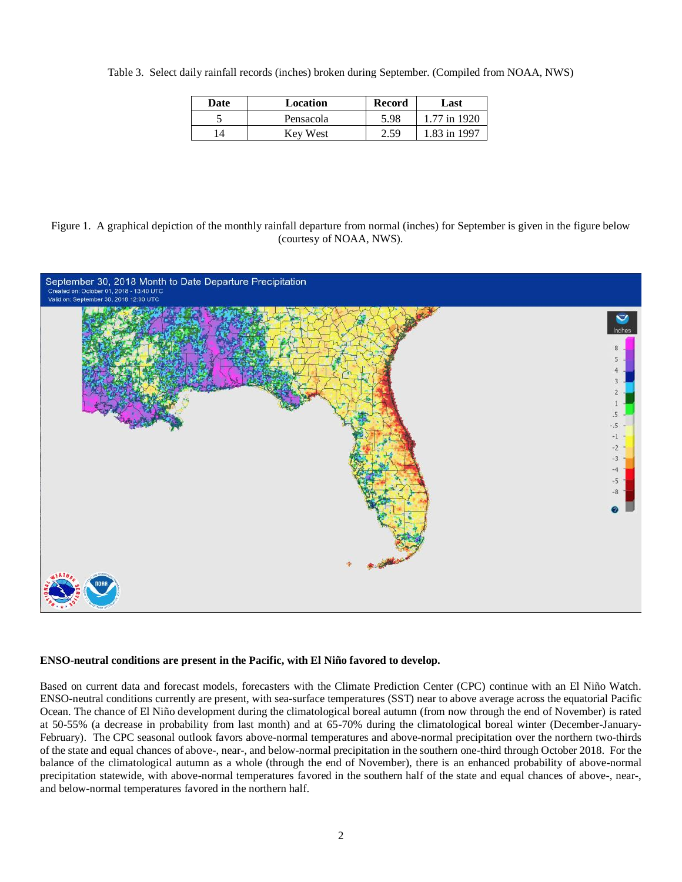Table 3. Select daily rainfall records (inches) broken during September. (Compiled from NOAA, NWS)

| Date | Location | Record | Last |
|---|---|---|---|
| 5 | Pensacola | 5.98 | 1.77 in 1920 |
| 14 | Key West | 2.59 | 1.83 in 1997 |

Figure 1. A graphical depiction of the monthly rainfall departure from normal (inches) for September is given in the figure below (courtesy of NOAA, NWS).

**ENSO-neutral conditions are present in the Pacific, with El Niño favored to develop.**

Based on current data and forecast models, forecasters with the Climate Prediction Center (CPC) continue with an El Niño Watch. ENSO-neutral conditions currently are present, with sea-surface temperatures (SST) near to above average across the equatorial Pacific Ocean. The chance of El Niño development during the climatological boreal autumn (from now through the end of November) is rated at 50-55% (a decrease in probability from last month) and at 65-70% during the climatological boreal winter (December-January-February). The CPC seasonal outlook favors above-normal temperatures and above-normal precipitation over the northern two-thirds of the state and equal chances of above-, near-, and below-normal precipitation in the southern one-third through October 2018. For the balance of the climatological autumn as a whole (through the end of November), there is an enhanced probability of above-normal precipitation statewide, with above-normal temperatures favored in the southern half of the state and equal chances of above-, near-, and below-normal temperatures favored in the northern half.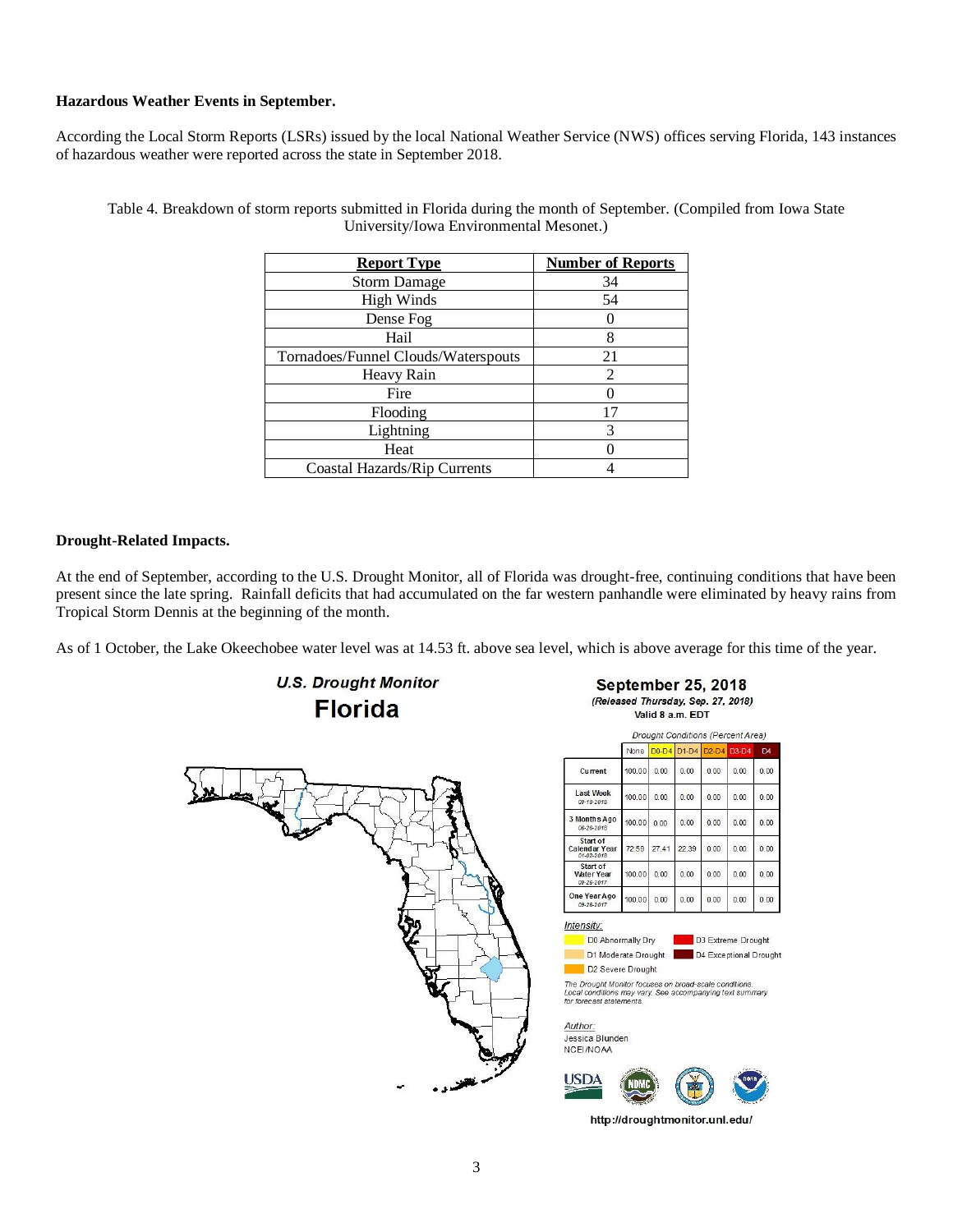**Hazardous Weather Events in September.**

According the Local Storm Reports (LSRs) issued by the local National Weather Service (NWS) offices serving Florida, 143 instances of hazardous weather were reported across the state in September 2018.

Table 4. Breakdown of storm reports submitted in Florida during the month of September. (Compiled from Iowa State University/Iowa Environmental Mesonet.)

| Report Type | Number of Reports |
|---|---|
| Storm Damage | 34 |
| High Winds | 54 |
| Dense Fog | 0 |
| Hail | 8 |
| Tornadoes/Funnel Clouds/Waterspouts | 21 |
| Heavy Rain | 2 |
| Fire | 0 |
| Flooding | 17 |
| Lightning | 3 |
| Heat | 0 |
| Coastal Hazards/Rip Currents | 4 |

**Drought-Related Impacts.**

At the end of September, according to the U.S. Drought Monitor, all of Florida was drought-free, continuing conditions that have been present since the late spring. Rainfall deficits that had accumulated on the far western panhandle were eliminated by heavy rains from Tropical Storm Dennis at the beginning of the month.

As of 1 October, the Lake Okeechobee water level was at 14.53 ft. above sea level, which is above average for this time of the year.

**U.S. Drought Monitor**
**Florida**

**September 25, 2018**
*(Released Thursday, Sep. 27, 2018)*
Valid 8 a.m. EDT

*Drought Conditions (Percent Area)*

| | None | D0-D4 | D1-D4 | D2-D4 | D3-D4 | D4 |
|---|---|---|---|---|---|---|
| Current | 100.00 | 0.00 | 0.00 | 0.00 | 0.00 | 0.00 |
| Last Week 09-18-2018 | 100.00 | 0.00 | 0.00 | 0.00 | 0.00 | 0.00 |
| 3 Months Ago 06-26-2018 | 100.00 | 0.00 | 0.00 | 0.00 | 0.00 | 0.00 |
| Start of Calendar Year 01-02-2018 | 72.59 | 27.41 | 22.39 | 0.00 | 0.00 | 0.00 |
| Start of Water Year 09-26-2017 | 100.00 | 0.00 | 0.00 | 0.00 | 0.00 | 0.00 |
| One Year Ago 09-26-2017 | 100.00 | 0.00 | 0.00 | 0.00 | 0.00 | 0.00 |

*Intensity:*
- D0 Abnormally Dry
- D1 Moderate Drought
- D2 Severe Drought
- D3 Extreme Drought
- D4 Exceptional Drought

*The Drought Monitor focuses on broad-scale conditions. Local conditions may vary. See accompanying text summary for forecast statements.*

*Author:*
Jessica Blunden
NCEI/NOAA

http://droughtmonitor.unl.edu/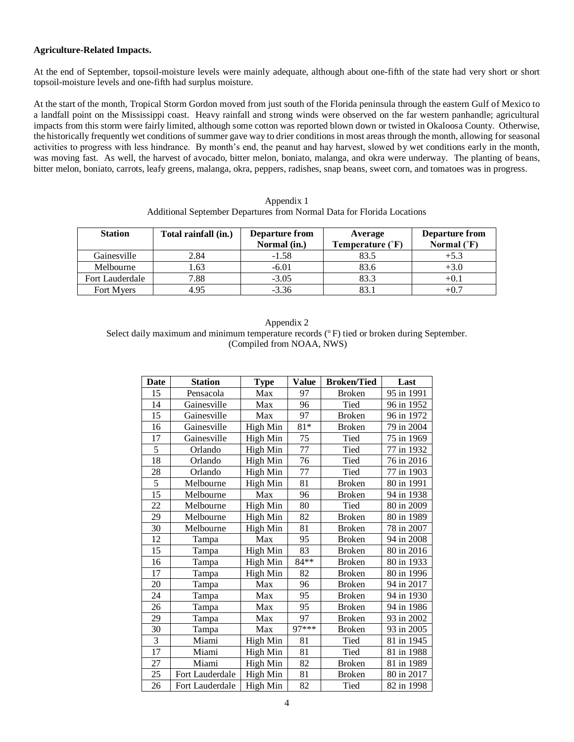**Agriculture-Related Impacts.**

At the end of September, topsoil-moisture levels were mainly adequate, although about one-fifth of the state had very short or short topsoil-moisture levels and one-fifth had surplus moisture.

At the start of the month, Tropical Storm Gordon moved from just south of the Florida peninsula through the eastern Gulf of Mexico to a landfall point on the Mississippi coast. Heavy rainfall and strong winds were observed on the far western panhandle; agricultural impacts from this storm were fairly limited, although some cotton was reported blown down or twisted in Okaloosa County. Otherwise, the historically frequently wet conditions of summer gave way to drier conditions in most areas through the month, allowing for seasonal activities to progress with less hindrance. By month's end, the peanut and hay harvest, slowed by wet conditions early in the month, was moving fast. As well, the harvest of avocado, bitter melon, boniato, malanga, and okra were underway. The planting of beans, bitter melon, boniato, carrots, leafy greens, malanga, okra, peppers, radishes, snap beans, sweet corn, and tomatoes was in progress.

Appendix 1
Additional September Departures from Normal Data for Florida Locations

| Station | Total rainfall (in.) | Departure from Normal (in.) | Average Temperature (˚F) | Departure from Normal (˚F) |
|---|---|---|---|---|
| Gainesville | 2.84 | -1.58 | 83.5 | +5.3 |
| Melbourne | 1.63 | -6.01 | 83.6 | +3.0 |
| Fort Lauderdale | 7.88 | -3.05 | 83.3 | +0.1 |
| Fort Myers | 4.95 | -3.36 | 83.1 | +0.7 |

Appendix 2
Select daily maximum and minimum temperature records (º F) tied or broken during September.
(Compiled from NOAA, NWS)

| Date | Station | Type | Value | Broken/Tied | Last |
|---|---|---|---|---|---|
| 15 | Pensacola | Max | 97 | Broken | 95 in 1991 |
| 14 | Gainesville | Max | 96 | Tied | 96 in 1952 |
| 15 | Gainesville | Max | 97 | Broken | 96 in 1972 |
| 16 | Gainesville | High Min | 81* | Broken | 79 in 2004 |
| 17 | Gainesville | High Min | 75 | Tied | 75 in 1969 |
| 5 | Orlando | High Min | 77 | Tied | 77 in 1932 |
| 18 | Orlando | High Min | 76 | Tied | 76 in 2016 |
| 28 | Orlando | High Min | 77 | Tied | 77 in 1903 |
| 5 | Melbourne | High Min | 81 | Broken | 80 in 1991 |
| 15 | Melbourne | Max | 96 | Broken | 94 in 1938 |
| 22 | Melbourne | High Min | 80 | Tied | 80 in 2009 |
| 29 | Melbourne | High Min | 82 | Broken | 80 in 1989 |
| 30 | Melbourne | High Min | 81 | Broken | 78 in 2007 |
| 12 | Tampa | Max | 95 | Broken | 94 in 2008 |
| 15 | Tampa | High Min | 83 | Broken | 80 in 2016 |
| 16 | Tampa | High Min | 84** | Broken | 80 in 1933 |
| 17 | Tampa | High Min | 82 | Broken | 80 in 1996 |
| 20 | Tampa | Max | 96 | Broken | 94 in 2017 |
| 24 | Tampa | Max | 95 | Broken | 94 in 1930 |
| 26 | Tampa | Max | 95 | Broken | 94 in 1986 |
| 29 | Tampa | Max | 97 | Broken | 93 in 2002 |
| 30 | Tampa | Max | 97*** | Broken | 93 in 2005 |
| 3 | Miami | High Min | 81 | Tied | 81 in 1945 |
| 17 | Miami | High Min | 81 | Tied | 81 in 1988 |
| 27 | Miami | High Min | 82 | Broken | 81 in 1989 |
| 25 | Fort Lauderdale | High Min | 81 | Broken | 80 in 2017 |
| 26 | Fort Lauderdale | High Min | 82 | Tied | 82 in 1998 |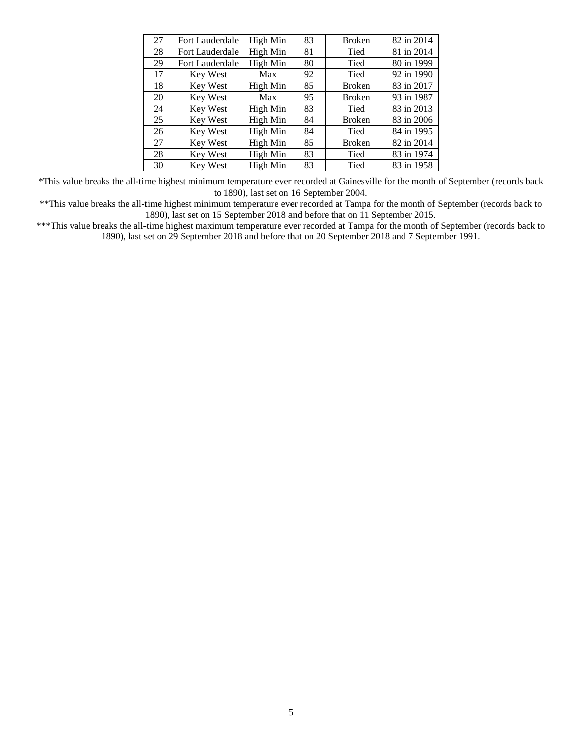| | | | | | |
|---|---|---|---|---|---|
| 27 | Fort Lauderdale | High Min | 83 | Broken | 82 in 2014 |
| 28 | Fort Lauderdale | High Min | 81 | Tied | 81 in 2014 |
| 29 | Fort Lauderdale | High Min | 80 | Tied | 80 in 1999 |
| 17 | Key West | Max | 92 | Tied | 92 in 1990 |
| 18 | Key West | High Min | 85 | Broken | 83 in 2017 |
| 20 | Key West | Max | 95 | Broken | 93 in 1987 |
| 24 | Key West | High Min | 83 | Tied | 83 in 2013 |
| 25 | Key West | High Min | 84 | Broken | 83 in 2006 |
| 26 | Key West | High Min | 84 | Tied | 84 in 1995 |
| 27 | Key West | High Min | 85 | Broken | 82 in 2014 |
| 28 | Key West | High Min | 83 | Tied | 83 in 1974 |
| 30 | Key West | High Min | 83 | Tied | 83 in 1958 |

*This value breaks the all-time highest minimum temperature ever recorded at Gainesville for the month of September (records back to 1890), last set on 16 September 2004.

**This value breaks the all-time highest minimum temperature ever recorded at Tampa for the month of September (records back to 1890), last set on 15 September 2018 and before that on 11 September 2015.

***This value breaks the all-time highest maximum temperature ever recorded at Tampa for the month of September (records back to 1890), last set on 29 September 2018 and before that on 20 September 2018 and 7 September 1991.